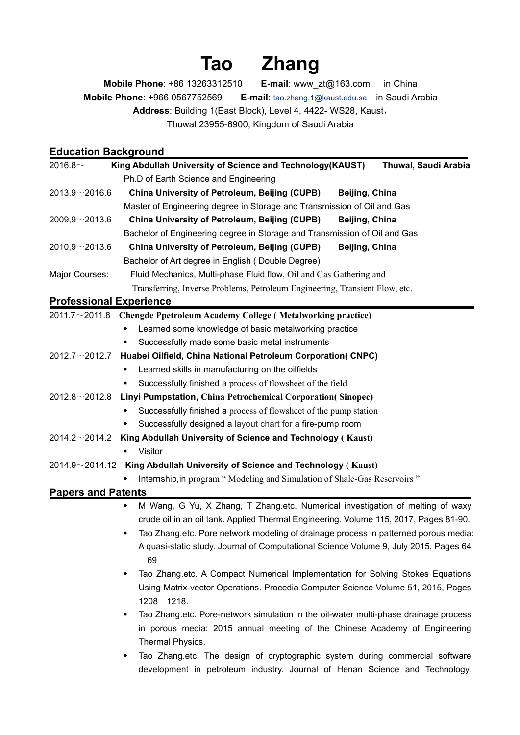# Tao Zhang

**Mobile Phone**: +86 13263312510 **E-mail**: www_zt@163.com in China

**Mobile Phone**: +966 0567752569 **E-mail**: tao.zhang.1@kaust.edu.sa in Saudi Arabia

**Address**: Building 1(East Block), Level 4, 4422- WS28, Kaust，

Thuwal 23955-6900, Kingdom of Saudi Arabia

## Education Background

2016.8～ **King Abdullah University of Science and Technology(KAUST)** **Thuwal, Saudi Arabia**

Ph.D of Earth Science and Engineering

2013.9～2016.6 **China University of Petroleum, Beijing (CUPB)** **Beijing, China**

Master of Engineering degree in Storage and Transmission of Oil and Gas

2009,9～2013.6 **China University of Petroleum, Beijing (CUPB)** **Beijing, China**

Bachelor of Engineering degree in Storage and Transmission of Oil and Gas

2010,9～2013.6 **China University of Petroleum, Beijing (CUPB)** **Beijing, China**

Bachelor of Art degree in English ( Double Degree)

Major Courses: Fluid Mechanics, Multi-phase Fluid flow, Oil and Gas Gathering and Transferring, Inverse Problems, Petroleum Engineering, Transient Flow, etc.

## Professional Experience

2011.7～2011.8 **Chengde Ppetroleum Academy College ( Metalworking practice)**

- Learned some knowledge of basic metalworking practice
- Successfully made some basic metal instruments

2012.7～2012.7 **Huabei Oilfield, China National Petroleum Corporation( CNPC)**

- Learned skills in manufacturing on the oilfields
- Successfully finished a process of flowsheet of the field

2012.8～2012.8 **Linyi Pumpstation, China Petrochemical Corporation( Sinopec)**

- Successfully finished a process of flowsheet of the pump station
- Successfully designed a layout chart for a fire-pump room

2014.2～2014.2 **King Abdullah University of Science and Technology ( Kaust)**

- Visitor

2014.9～2014.12 **King Abdullah University of Science and Technology ( Kaust)**

- Internship,in program " Modeling and Simulation of Shale-Gas Reservoirs "

## Papers and Patents

- M Wang, G Yu, X Zhang, T Zhang.etc. Numerical investigation of melting of waxy crude oil in an oil tank. Applied Thermal Engineering. Volume 115, 2017, Pages 81-90.
- Tao Zhang.etc. Pore network modeling of drainage process in patterned porous media: A quasi-static study. Journal of Computational Science Volume 9, July 2015, Pages 64﹣69
- Tao Zhang.etc. A Compact Numerical Implementation for Solving Stokes Equations Using Matrix-vector Operations. Procedia Computer Science Volume 51, 2015, Pages 1208﹣1218.
- Tao Zhang.etc. Pore-network simulation in the oil-water multi-phase drainage process in porous media: 2015 annual meeting of the Chinese Academy of Engineering Thermal Physics.
- Tao Zhang.etc. The design of cryptographic system during commercial software development in petroleum industry. Journal of Henan Science and Technology.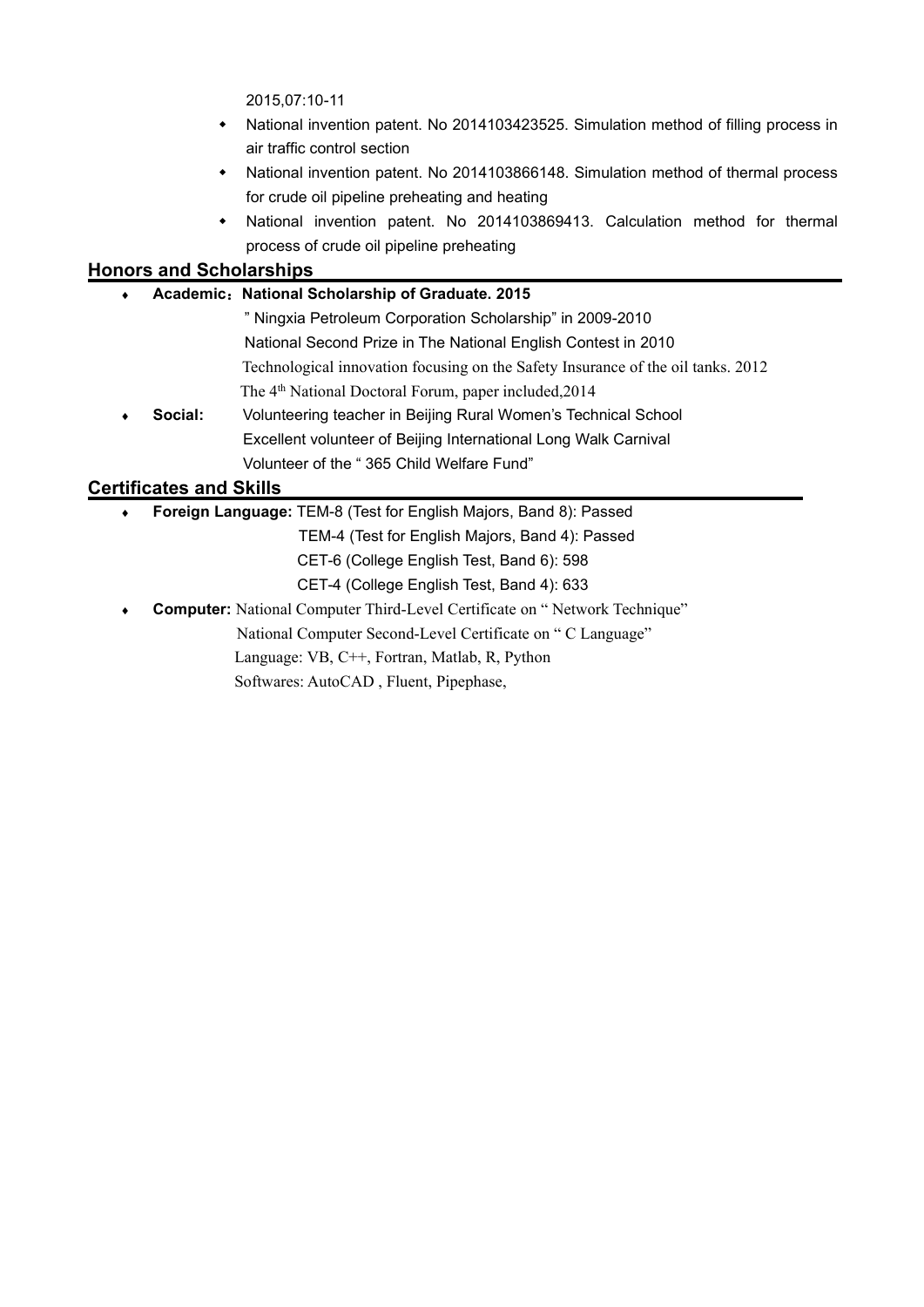2015,07:10-11

- National invention patent. No 2014103423525. Simulation method of filling process in air traffic control section
- National invention patent. No 2014103866148. Simulation method of thermal process for crude oil pipeline preheating and heating
- National invention patent. No 2014103869413. Calculation method for thermal process of crude oil pipeline preheating

## Honors and Scholarships

- **Academic：National Scholarship of Graduate. 2015**
  " Ningxia Petroleum Corporation Scholarship" in 2009-2010
  National Second Prize in The National English Contest in 2010
  Technological innovation focusing on the Safety Insurance of the oil tanks. 2012
  The 4th National Doctoral Forum, paper included,2014
- **Social:** Volunteering teacher in Beijing Rural Women's Technical School
  Excellent volunteer of Beijing International Long Walk Carnival
  Volunteer of the " 365 Child Welfare Fund"

## Certificates and Skills

- **Foreign Language:** TEM-8 (Test for English Majors, Band 8): Passed
  TEM-4 (Test for English Majors, Band 4): Passed
  CET-6 (College English Test, Band 6): 598
  CET-4 (College English Test, Band 4): 633
- **Computer:** National Computer Third-Level Certificate on " Network Technique"
  National Computer Second-Level Certificate on " C Language"
  Language: VB, C++, Fortran, Matlab, R, Python
  Softwares: AutoCAD , Fluent, Pipephase,